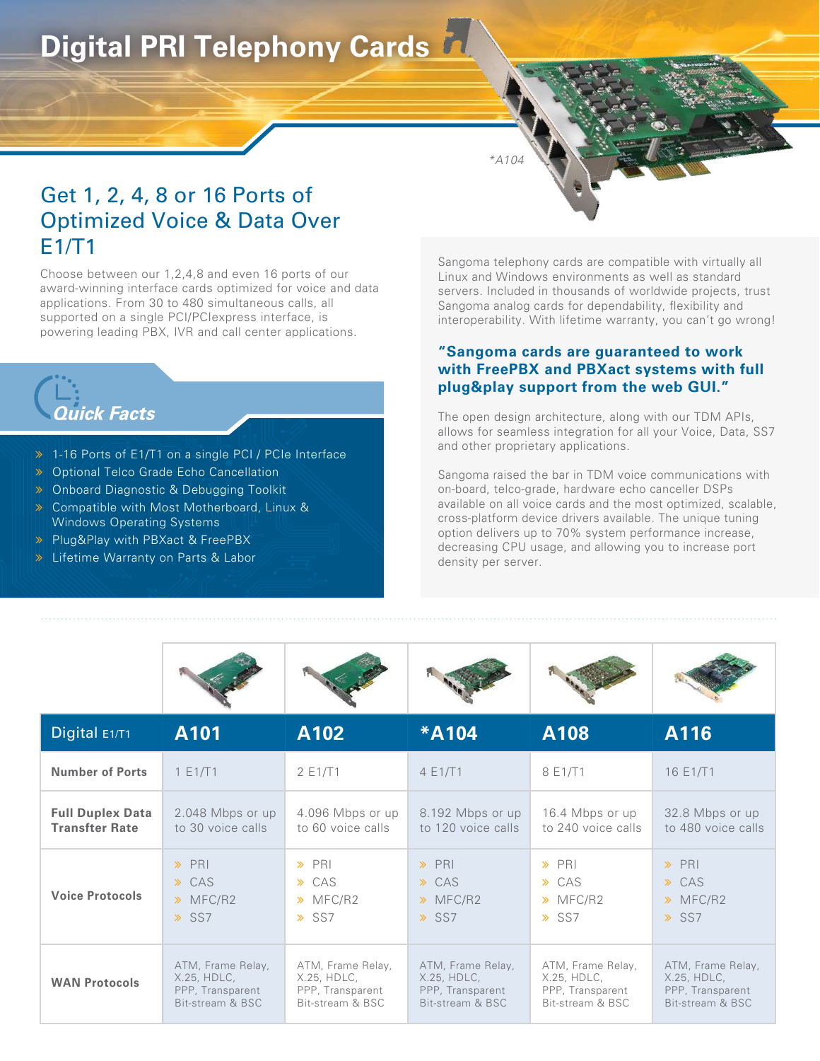# Digital PRI Telephony Cards

*A104

## Get 1, 2, 4, 8 or 16 Ports of Optimized Voice & Data Over E1/T1

Choose between our 1,2,4,8 and even 16 ports of our award-winning interface cards optimized for voice and data applications. From 30 to 480 simultaneous calls, all supported on a single PCI/PCIexpress interface, is powering leading PBX, IVR and call center applications.

### Quick Facts

- 1-16 Ports of E1/T1 on a single PCI / PCIe Interface
- Optional Telco Grade Echo Cancellation
- Onboard Diagnostic & Debugging Toolkit
- Compatible with Most Motherboard, Linux & Windows Operating Systems
- Plug&Play with PBXact & FreePBX
- Lifetime Warranty on Parts & Labor

Sangoma telephony cards are compatible with virtually all Linux and Windows environments as well as standard servers. Included in thousands of worldwide projects, trust Sangoma analog cards for dependability, flexibility and interoperability. With lifetime warranty, you can't go wrong!

**"Sangoma cards are guaranteed to work with FreePBX and PBXact systems with full plug&play support from the web GUI."**

The open design architecture, along with our TDM APIs, allows for seamless integration for all your Voice, Data, SS7 and other proprietary applications.

Sangoma raised the bar in TDM voice communications with on-board, telco-grade, hardware echo canceller DSPs available on all voice cards and the most optimized, scalable, cross-platform device drivers available. The unique tuning option delivers up to 70% system performance increase, decreasing CPU usage, and allowing you to increase port density per server.

| Digital E1/T1 | A101 | A102 | *A104 | A108 | A116 |
|---|---|---|---|---|---|
| **Number of Ports** | 1 E1/T1 | 2 E1/T1 | 4 E1/T1 | 8 E1/T1 | 16 E1/T1 |
| **Full Duplex Data Transfter Rate** | 2.048 Mbps or up to 30 voice calls | 4.096 Mbps or up to 60 voice calls | 8.192 Mbps or up to 120 voice calls | 16.4 Mbps or up to 240 voice calls | 32.8 Mbps or up to 480 voice calls |
| **Voice Protocols** | » PRI<br>» CAS<br>» MFC/R2<br>» SS7 | » PRI<br>» CAS<br>» MFC/R2<br>» SS7 | » PRI<br>» CAS<br>» MFC/R2<br>» SS7 | » PRI<br>» CAS<br>» MFC/R2<br>» SS7 | » PRI<br>» CAS<br>» MFC/R2<br>» SS7 |
| **WAN Protocols** | ATM, Frame Relay, X.25, HDLC, PPP, Transparent Bit-stream & BSC | ATM, Frame Relay, X.25, HDLC, PPP, Transparent Bit-stream & BSC | ATM, Frame Relay, X.25, HDLC, PPP, Transparent Bit-stream & BSC | ATM, Frame Relay, X.25, HDLC, PPP, Transparent Bit-stream & BSC | ATM, Frame Relay, X.25, HDLC, PPP, Transparent Bit-stream & BSC |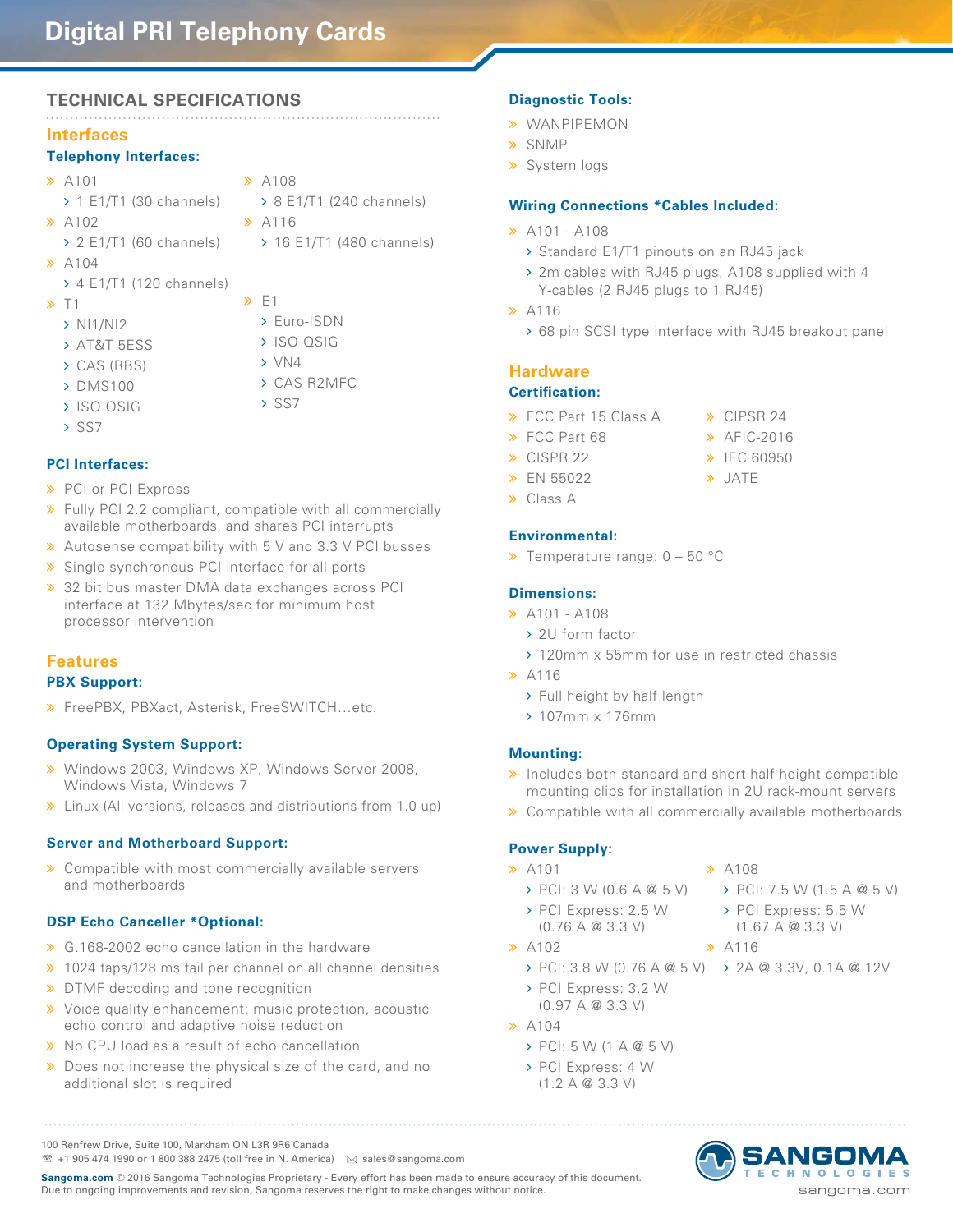# Digital PRI Telephony Cards

## TECHNICAL SPECIFICATIONS

## Interfaces

### Telephony Interfaces:

- A101
  - 1 E1/T1 (30 channels)
- A102
  - 2 E1/T1 (60 channels)
- A104
  - 4 E1/T1 (120 channels)
- A108
  - 8 E1/T1 (240 channels)
- A116
  - 16 E1/T1 (480 channels)
- T1
  - NI1/NI2
  - AT&T 5ESS
  - CAS (RBS)
  - DMS100
  - ISO QSIG
  - SS7
- E1
  - Euro-ISDN
  - ISO QSIG
  - VN4
  - CAS R2MFC
  - SS7

### PCI Interfaces:

- PCI or PCI Express
- Fully PCI 2.2 compliant, compatible with all commercially available motherboards, and shares PCI interrupts
- Autosense compatibility with 5 V and 3.3 V PCI busses
- Single synchronous PCI interface for all ports
- 32 bit bus master DMA data exchanges across PCI interface at 132 Mbytes/sec for minimum host processor intervention

## Features

### PBX Support:

- FreePBX, PBXact, Asterisk, FreeSWITCH...etc.

### Operating System Support:

- Windows 2003, Windows XP, Windows Server 2008, Windows Vista, Windows 7
- Linux (All versions, releases and distributions from 1.0 up)

### Server and Motherboard Support:

- Compatible with most commercially available servers and motherboards

### DSP Echo Canceller *Optional:

- G.168-2002 echo cancellation in the hardware
- 1024 taps/128 ms tail per channel on all channel densities
- DTMF decoding and tone recognition
- Voice quality enhancement: music protection, acoustic echo control and adaptive noise reduction
- No CPU load as a result of echo cancellation
- Does not increase the physical size of the card, and no additional slot is required

### Diagnostic Tools:

- WANPIPEMON
- SNMP
- System logs

### Wiring Connections *Cables Included:

- A101 - A108
  - Standard E1/T1 pinouts on an RJ45 jack
  - 2m cables with RJ45 plugs, A108 supplied with 4 Y-cables (2 RJ45 plugs to 1 RJ45)
- A116
  - 68 pin SCSI type interface with RJ45 breakout panel

## Hardware

### Certification:

- FCC Part 15 Class A
- FCC Part 68
- CISPR 22
- EN 55022
- Class A
- CIPSR 24
- AFIC-2016
- IEC 60950
- JATE

### Environmental:

- Temperature range: 0 – 50 °C

### Dimensions:

- A101 - A108
  - 2U form factor
  - 120mm x 55mm for use in restricted chassis
- A116
  - Full height by half length
  - 107mm x 176mm

### Mounting:

- Includes both standard and short half-height compatible mounting clips for installation in 2U rack-mount servers
- Compatible with all commercially available motherboards

### Power Supply:

- A101
  - PCI: 3 W (0.6 A @ 5 V)
  - PCI Express: 2.5 W (0.76 A @ 3.3 V)
- A102
  - PCI: 3.8 W (0.76 A @ 5 V)
  - PCI Express: 3.2 W (0.97 A @ 3.3 V)
- A104
  - PCI: 5 W (1 A @ 5 V)
  - PCI Express: 4 W (1.2 A @ 3.3 V)
- A108
  - PCI: 7.5 W (1.5 A @ 5 V)
  - PCI Express: 5.5 W (1.67 A @ 3.3 V)
- A116
  - 2A @ 3.3V, 0.1A @ 12V

100 Renfrew Drive, Suite 100, Markham ON L3R 9R6 Canada
+1 905 474 1990 or 1 800 388 2475 (toll free in N. America) sales@sangoma.com

**Sangoma.com** © 2016 Sangoma Technologies Proprietary - Every effort has been made to ensure accuracy of this document. Due to ongoing improvements and revision, Sangoma reserves the right to make changes without notice.

SANGOMA TECHNOLOGIES
sangoma.com